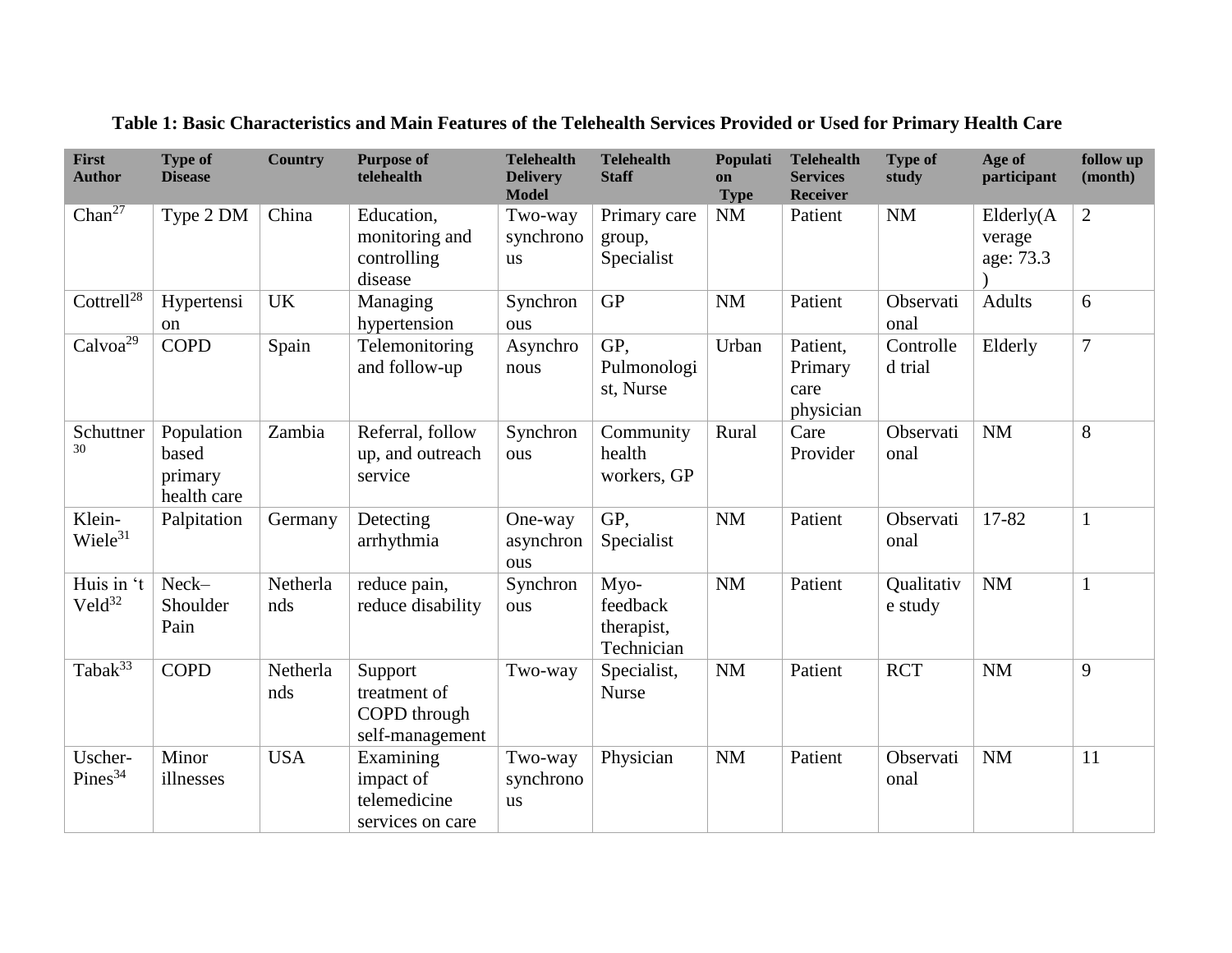**Table 1: Basic Characteristics and Main Features of the Telehealth Services Provided or Used for Primary Health Care**

| First Author | Type of Disease | Country | Purpose of telehealth | Telehealth Delivery Model | Telehealth Staff | Population Type | Telehealth Services Receiver | Type of study | Age of participant | follow up (month) |
|---|---|---|---|---|---|---|---|---|---|---|
| Chan[27] | Type 2 DM | China | Education, monitoring and controlling disease | Two-way synchronous | Primary care group, Specialist | NM | Patient | NM | Elderly(Average age: 73.3) | 2 |
| Cottrell[28] | Hypertension | UK | Managing hypertension | Synchronous | GP | NM | Patient | Observational | Adults | 6 |
| Calvoa[29] | COPD | Spain | Telemonitoring and follow-up | Asynchronous | GP, Pulmonologist, Nurse | Urban | Patient, Primary care physician | Controlled trial | Elderly | 7 |
| Schuttner[30] | Population based primary health care | Zambia | Referral, follow up, and outreach service | Synchronous | Community health workers, GP | Rural | Care Provider | Observational | NM | 8 |
| Klein-Wiele[31] | Palpitation | Germany | Detecting arrhythmia | One-way asynchronous | GP, Specialist | NM | Patient | Observational | 17-82 | 1 |
| Huis in 't Veld[32] | Neck–Shoulder Pain | Netherlands | reduce pain, reduce disability | Synchronous | Myo-feedback therapist, Technician | NM | Patient | Qualitative study | NM | 1 |
| Tabak[33] | COPD | Netherlands | Support treatment of COPD through self-management | Two-way | Specialist, Nurse | NM | Patient | RCT | NM | 9 |
| Uscher-Pines[34] | Minor illnesses | USA | Examining impact of telemedicine services on care | Two-way synchronous | Physician | NM | Patient | Observational | NM | 11 |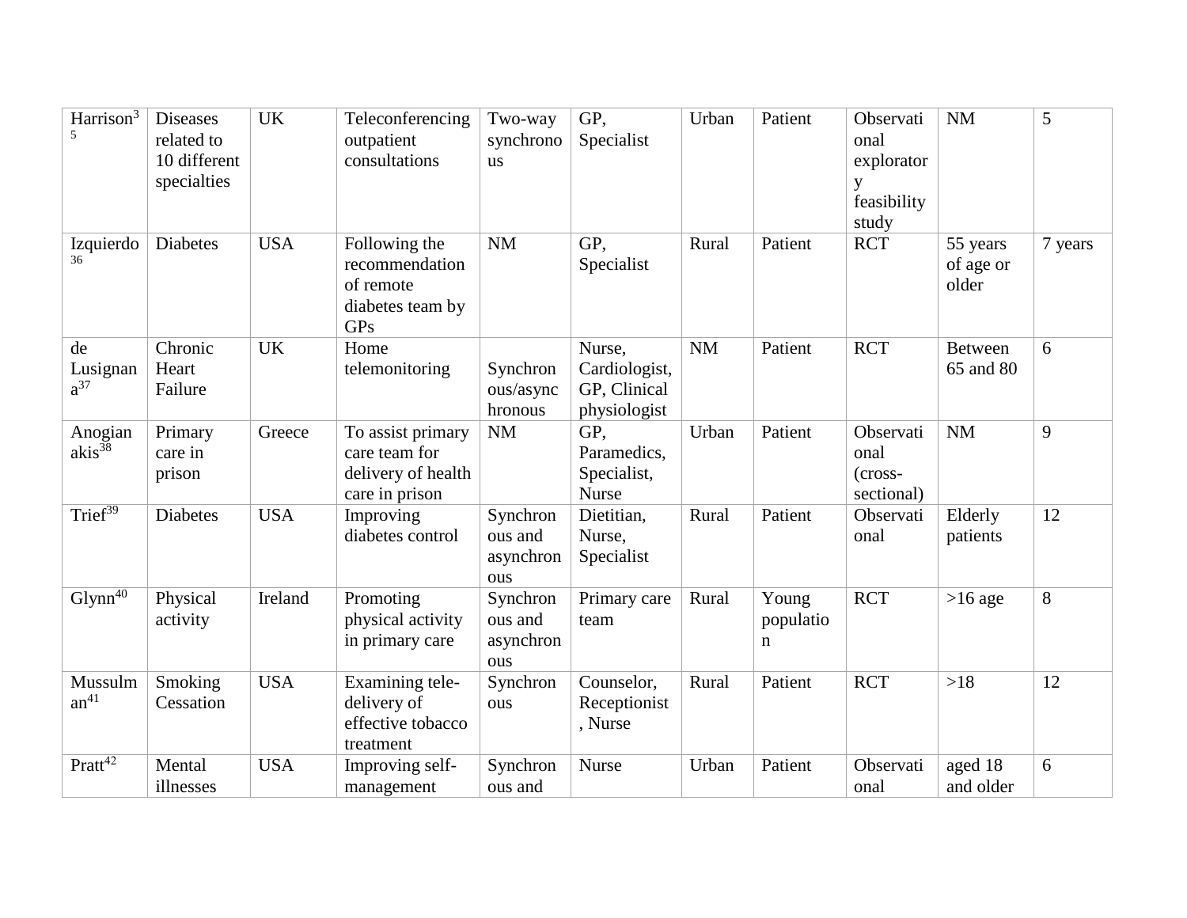| Harrison[35] | Diseases related to 10 different specialties | UK | Teleconferencing outpatient consultations | Two-way synchronous | GP, Specialist | Urban | Patient | Observational exploratory feasibility study | NM | 5 |
|---|---|---|---|---|---|---|---|---|---|---|
| Izquierdo[36] | Diabetes | USA | Following the recommendation of remote diabetes team by GPs | NM | GP, Specialist | Rural | Patient | RCT | 55 years of age or older | 7 years |
| de Lusignana[37] | Chronic Heart Failure | UK | Home telemonitoring | Synchronous/asynchronous | Nurse, Cardiologist, GP, Clinical physiologist | NM | Patient | RCT | Between 65 and 80 | 6 |
| Anogianakis[38] | Primary care in prison | Greece | To assist primary care team for delivery of health care in prison | NM | GP, Paramedics, Specialist, Nurse | Urban | Patient | Observational (cross-sectional) | NM | 9 |
| Trief[39] | Diabetes | USA | Improving diabetes control | Synchronous and asynchronous | Dietitian, Nurse, Specialist | Rural | Patient | Observational | Elderly patients | 12 |
| Glynn[40] | Physical activity | Ireland | Promoting physical activity in primary care | Synchronous and asynchronous | Primary care team | Rural | Young population | RCT | >16 age | 8 |
| Mussulman[41] | Smoking Cessation | USA | Examining tele-delivery of effective tobacco treatment | Synchronous | Counselor, Receptionist, Nurse | Rural | Patient | RCT | >18 | 12 |
| Pratt[42] | Mental illnesses | USA | Improving self-management | Synchronous and | Nurse | Urban | Patient | Observational | aged 18 and older | 6 |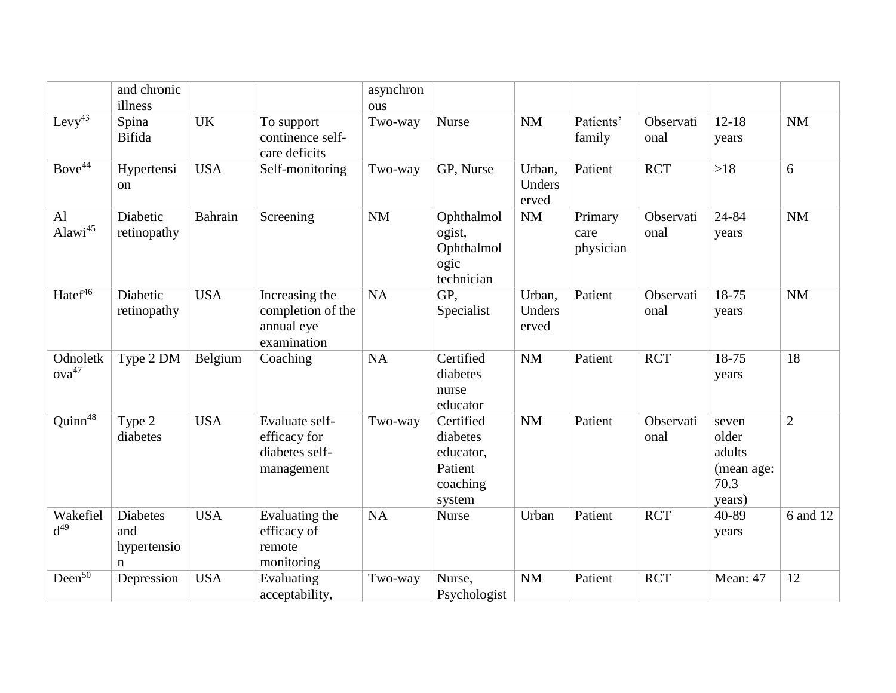| | and chronic illness | | | asynchronous | | | | | | |
|---|---|---|---|---|---|---|---|---|---|---|
| Levy[43] | Spina Bifida | UK | To support continence self-care deficits | Two-way | Nurse | NM | Patients' family | Observational | 12-18 years | NM |
| Bove[44] | Hypertension | USA | Self-monitoring | Two-way | GP, Nurse | Urban, Underserved | Patient | RCT | >18 | 6 |
| Al Alawi[45] | Diabetic retinopathy | Bahrain | Screening | NM | Ophthalmologist, Ophthalmologic technician | NM | Primary care physician | Observational | 24-84 years | NM |
| Hatef[46] | Diabetic retinopathy | USA | Increasing the completion of the annual eye examination | NA | GP, Specialist | Urban, Underserved | Patient | Observational | 18-75 years | NM |
| Odnoletkova[47] | Type 2 DM | Belgium | Coaching | NA | Certified diabetes nurse educator | NM | Patient | RCT | 18-75 years | 18 |
| Quinn[48] | Type 2 diabetes | USA | Evaluate self-efficacy for diabetes self-management | Two-way | Certified diabetes educator, Patient coaching system | NM | Patient | Observational | seven older adults (mean age: 70.3 years) | 2 |
| Wakefield[49] | Diabetes and hypertension | USA | Evaluating the efficacy of remote monitoring | NA | Nurse | Urban | Patient | RCT | 40-89 years | 6 and 12 |
| Deen[50] | Depression | USA | Evaluating acceptability, | Two-way | Nurse, Psychologist | NM | Patient | RCT | Mean: 47 | 12 |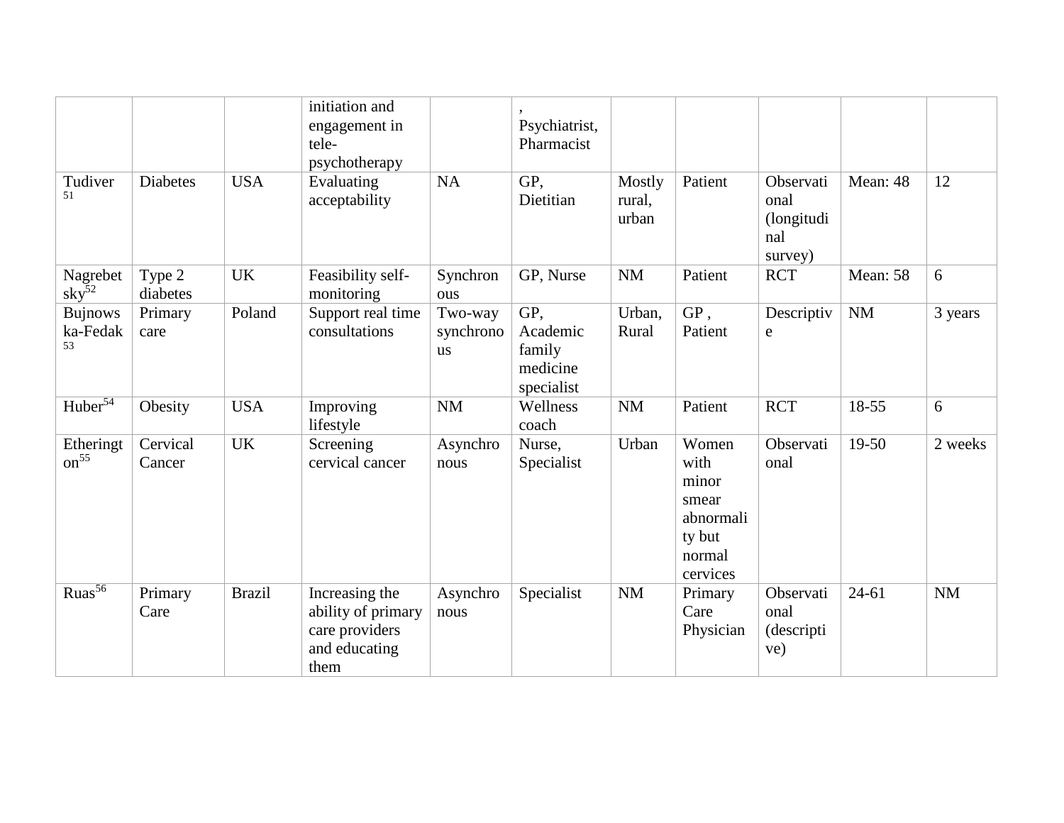| | | | initiation and engagement in tele-psychotherapy | | , Psychiatrist, Pharmacist | | | | | |
|---|---|---|---|---|---|---|---|---|---|---|
| Tudiver[51] | Diabetes | USA | Evaluating acceptability | NA | GP, Dietitian | Mostly rural, urban | Patient | Observational (longitudinal survey) | Mean: 48 | 12 |
| Nagrebetsky[52] | Type 2 diabetes | UK | Feasibility self-monitoring | Synchronous | GP, Nurse | NM | Patient | RCT | Mean: 58 | 6 |
| Bujnowska-Fedak[53] | Primary care | Poland | Support real time consultations | Two-way synchronous | GP, Academic family medicine specialist | Urban, Rural | GP , Patient | Descriptive | NM | 3 years |
| Huber[54] | Obesity | USA | Improving lifestyle | NM | Wellness coach | NM | Patient | RCT | 18-55 | 6 |
| Etherington[55] | Cervical Cancer | UK | Screening cervical cancer | Asynchronous | Nurse, Specialist | Urban | Women with minor smear abnormality but normal cervices | Observational | 19-50 | 2 weeks |
| Ruas[56] | Primary Care | Brazil | Increasing the ability of primary care providers and educating them | Asynchronous | Specialist | NM | Primary Care Physician | Observational (descriptive) | 24-61 | NM |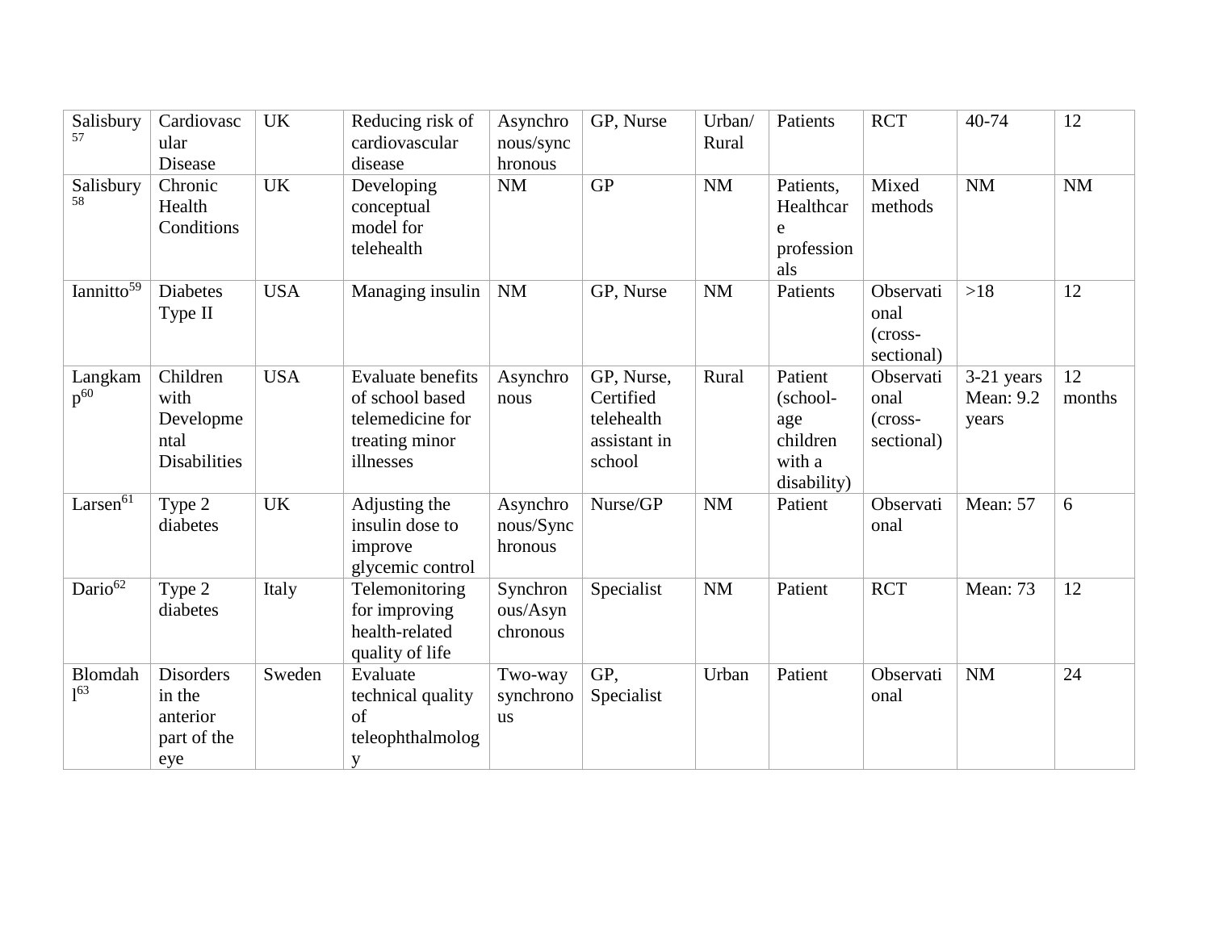| Salisbury[57] | Cardiovascular Disease | UK | Reducing risk of cardiovascular disease | Asynchronous/synchronous | GP, Nurse | Urban/ Rural | Patients | RCT | 40-74 | 12 |
|---|---|---|---|---|---|---|---|---|---|---|
| Salisbury[58] | Chronic Health Conditions | UK | Developing conceptual model for telehealth | NM | GP | NM | Patients, Healthcare professionals | Mixed methods | NM | NM |
| Iannitto[59] | Diabetes Type II | USA | Managing insulin | NM | GP, Nurse | NM | Patients | Observational (cross-sectional) | >18 | 12 |
| Langkamp[60] | Children with Developmental Disabilities | USA | Evaluate benefits of school based telemedicine for treating minor illnesses | Asynchronous | GP, Nurse, Certified telehealth assistant in school | Rural | Patient (school-age children with a disability) | Observational (cross-sectional) | 3-21 years Mean: 9.2 years | 12 months |
| Larsen[61] | Type 2 diabetes | UK | Adjusting the insulin dose to improve glycemic control | Asynchronous/Synchronous | Nurse/GP | NM | Patient | Observational | Mean: 57 | 6 |
| Dario[62] | Type 2 diabetes | Italy | Telemonitoring for improving health-related quality of life | Synchronous/Asynchronous | Specialist | NM | Patient | RCT | Mean: 73 | 12 |
| Blomdahl[63] | Disorders in the anterior part of the eye | Sweden | Evaluate technical quality of teleophthalmology | Two-way synchronous | GP, Specialist | Urban | Patient | Observational | NM | 24 |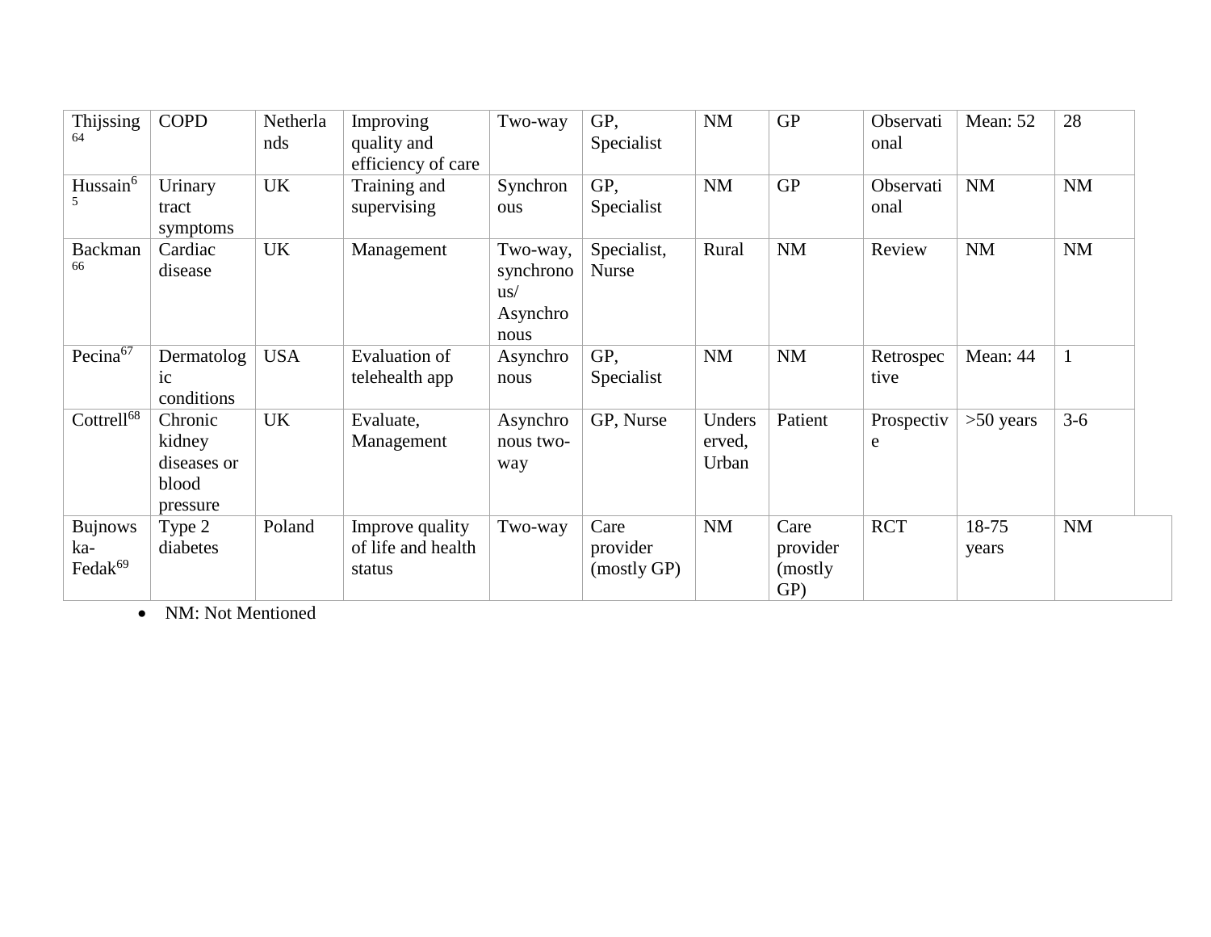| | | | | | | | | | | |
|---|---|---|---|---|---|---|---|---|---|---|
| Thijssing[64] | COPD | Netherlands | Improving quality and efficiency of care | Two-way | GP, Specialist | NM | GP | Observational | Mean: 52 | 28 |
| Hussain[65] | Urinary tract symptoms | UK | Training and supervising | Synchronous | GP, Specialist | NM | GP | Observational | NM | NM |
| Backman[66] | Cardiac disease | UK | Management | Two-way, synchronous/ Asynchronous | Specialist, Nurse | Rural | NM | Review | NM | NM |
| Pecina[67] | Dermatologic conditions | USA | Evaluation of telehealth app | Asynchronous | GP, Specialist | NM | NM | Retrospective | Mean: 44 | 1 |
| Cottrell[68] | Chronic kidney diseases or blood pressure | UK | Evaluate, Management | Asynchronous two-way | GP, Nurse | Underserved, Urban | Patient | Prospective | >50 years | 3-6 |
| Bujnowska-Fedak[69] | Type 2 diabetes | Poland | Improve quality of life and health status | Two-way | Care provider (mostly GP) | NM | Care provider (mostly GP) | RCT | 18-75 years | NM |

- NM: Not Mentioned